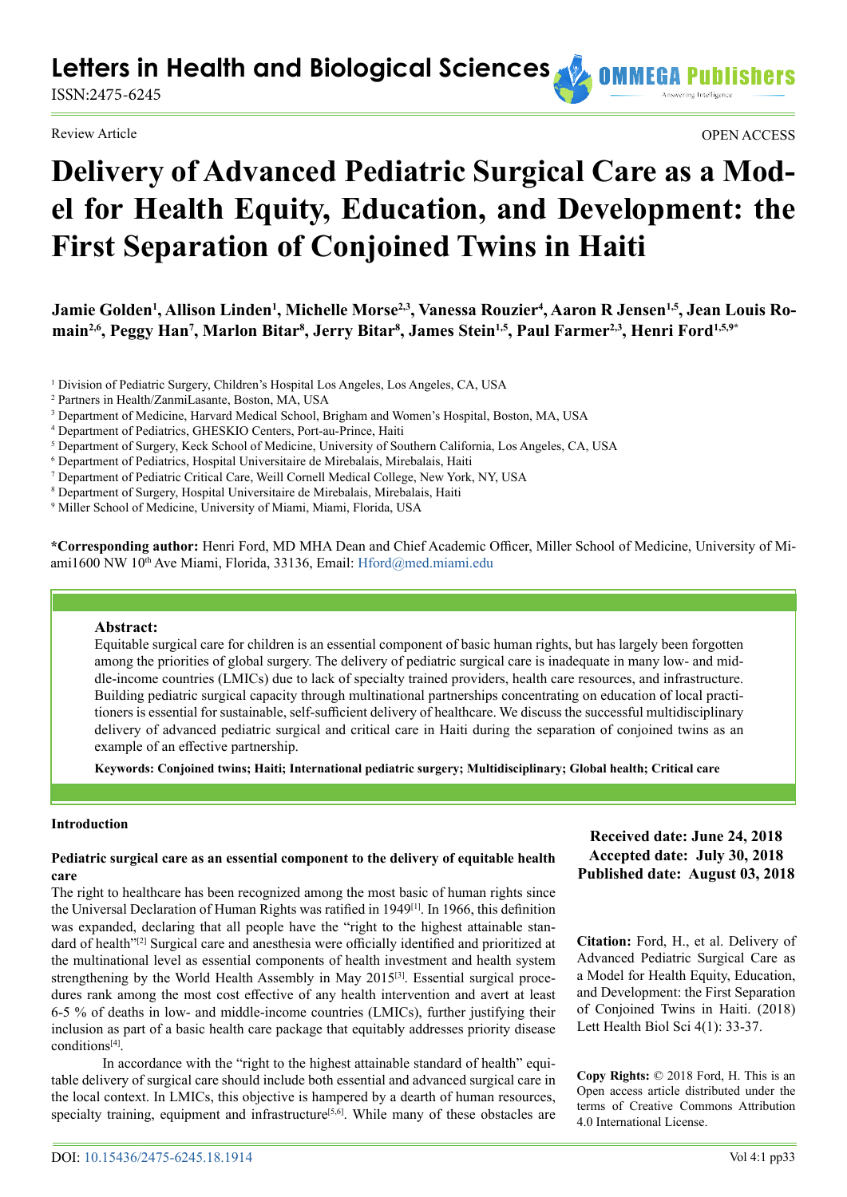Review Article

OPEN ACCESS

# Delivery of Advanced Pediatric Surgical Care as a Model for Health Equity, Education, and Development: the First Separation of Conjoined Twins in Haiti

**Jamie Golden[1], Allison Linden[1], Michelle Morse[2,3], Vanessa Rouzier[4], Aaron R Jensen[1,5], Jean Louis Romain[2,6], Peggy Han[7], Marlon Bitar[8], Jerry Bitar[8], James Stein[1,5], Paul Farmer[2,3], Henri Ford[1,5,9]***

[1] Division of Pediatric Surgery, Children's Hospital Los Angeles, Los Angeles, CA, USA
[2] Partners in Health/ZanmiLasante, Boston, MA, USA
[3] Department of Medicine, Harvard Medical School, Brigham and Women's Hospital, Boston, MA, USA
[4] Department of Pediatrics, GHESKIO Centers, Port-au-Prince, Haiti
[5] Department of Surgery, Keck School of Medicine, University of Southern California, Los Angeles, CA, USA
[6] Department of Pediatrics, Hospital Universitaire de Mirebalais, Mirebalais, Haiti
[7] Department of Pediatric Critical Care, Weill Cornell Medical College, New York, NY, USA
[8] Department of Surgery, Hospital Universitaire de Mirebalais, Mirebalais, Haiti
[9] Miller School of Medicine, University of Miami, Miami, Florida, USA

***Corresponding author:** Henri Ford, MD MHA Dean and Chief Academic Officer, Miller School of Medicine, University of Miami1600 NW 10th Ave Miami, Florida, 33136, Email: Hford@med.miami.edu

**Abstract:**

Equitable surgical care for children is an essential component of basic human rights, but has largely been forgotten among the priorities of global surgery. The delivery of pediatric surgical care is inadequate in many low- and middle-income countries (LMICs) due to lack of specialty trained providers, health care resources, and infrastructure. Building pediatric surgical capacity through multinational partnerships concentrating on education of local practitioners is essential for sustainable, self-sufficient delivery of healthcare. We discuss the successful multidisciplinary delivery of advanced pediatric surgical and critical care in Haiti during the separation of conjoined twins as an example of an effective partnership.

**Keywords: Conjoined twins; Haiti; International pediatric surgery; Multidisciplinary; Global health; Critical care**

**Received date: June 24, 2018**
**Accepted date: July 30, 2018**
**Published date: August 03, 2018**

**Citation:** Ford, H., et al. Delivery of Advanced Pediatric Surgical Care as a Model for Health Equity, Education, and Development: the First Separation of Conjoined Twins in Haiti. (2018) Lett Health Biol Sci 4(1): 33-37.

**Copy Rights:** © 2018 Ford, H. This is an Open access article distributed under the terms of Creative Commons Attribution 4.0 International License.

## Introduction

### Pediatric surgical care as an essential component to the delivery of equitable health care

The right to healthcare has been recognized among the most basic of human rights since the Universal Declaration of Human Rights was ratified in 1949[1]. In 1966, this definition was expanded, declaring that all people have the "right to the highest attainable standard of health"[2] Surgical care and anesthesia were officially identified and prioritized at the multinational level as essential components of health investment and health system strengthening by the World Health Assembly in May 2015[3]. Essential surgical procedures rank among the most cost effective of any health intervention and avert at least 6-5 % of deaths in low- and middle-income countries (LMICs), further justifying their inclusion as part of a basic health care package that equitably addresses priority disease conditions[4].

In accordance with the "right to the highest attainable standard of health" equitable delivery of surgical care should include both essential and advanced surgical care in the local context. In LMICs, this objective is hampered by a dearth of human resources, specialty training, equipment and infrastructure[5,6]. While many of these obstacles are

DOI: 10.15436/2475-6245.18.1914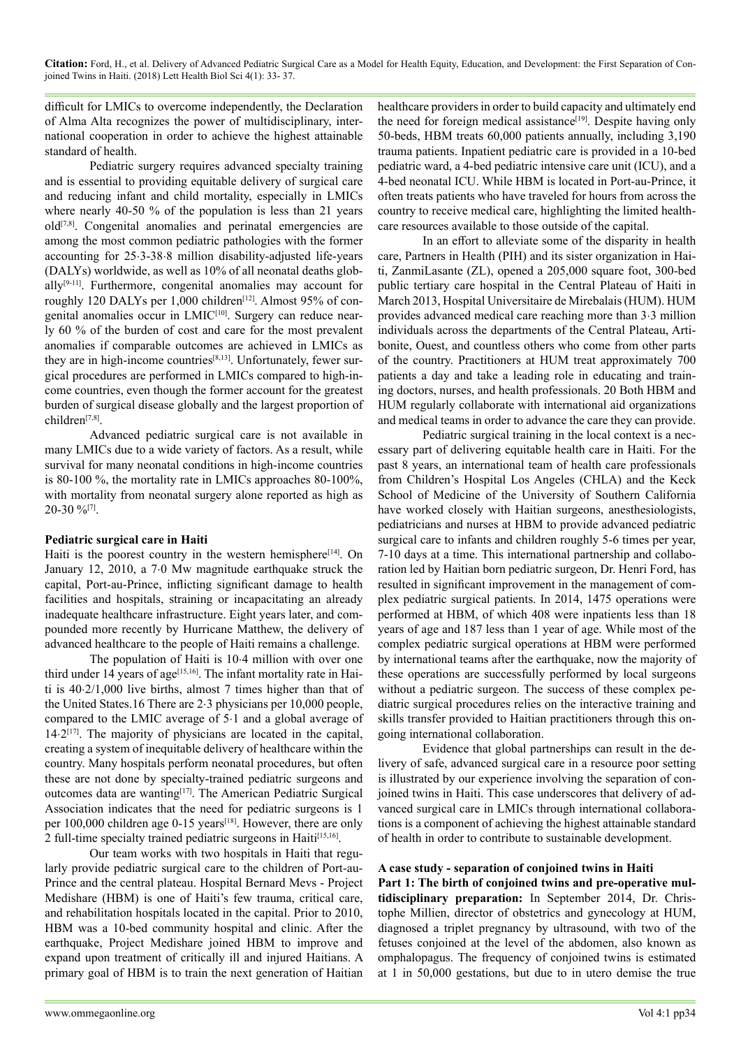difficult for LMICs to overcome independently, the Declaration of Alma Alta recognizes the power of multidisciplinary, international cooperation in order to achieve the highest attainable standard of health.

Pediatric surgery requires advanced specialty training and is essential to providing equitable delivery of surgical care and reducing infant and child mortality, especially in LMICs where nearly 40-50 % of the population is less than 21 years old[7,8]. Congenital anomalies and perinatal emergencies are among the most common pediatric pathologies with the former accounting for 25·3-38·8 million disability-adjusted life-years (DALYs) worldwide, as well as 10% of all neonatal deaths globally[9-11]. Furthermore, congenital anomalies may account for roughly 120 DALYs per 1,000 children[12]. Almost 95% of congenital anomalies occur in LMIC[10]. Surgery can reduce nearly 60 % of the burden of cost and care for the most prevalent anomalies if comparable outcomes are achieved in LMICs as they are in high-income countries[8,13]. Unfortunately, fewer surgical procedures are performed in LMICs compared to high-income countries, even though the former account for the greatest burden of surgical disease globally and the largest proportion of children[7,8].

Advanced pediatric surgical care is not available in many LMICs due to a wide variety of factors. As a result, while survival for many neonatal conditions in high-income countries is 80-100 %, the mortality rate in LMICs approaches 80-100%, with mortality from neonatal surgery alone reported as high as 20-30 %[7].

**Pediatric surgical care in Haiti**

Haiti is the poorest country in the western hemisphere[14]. On January 12, 2010, a 7·0 Mw magnitude earthquake struck the capital, Port-au-Prince, inflicting significant damage to health facilities and hospitals, straining or incapacitating an already inadequate healthcare infrastructure. Eight years later, and compounded more recently by Hurricane Matthew, the delivery of advanced healthcare to the people of Haiti remains a challenge.

The population of Haiti is 10·4 million with over one third under 14 years of age[15,16]. The infant mortality rate in Haiti is 40·2/1,000 live births, almost 7 times higher than that of the United States.16 There are 2·3 physicians per 10,000 people, compared to the LMIC average of 5·1 and a global average of 14·2[17]. The majority of physicians are located in the capital, creating a system of inequitable delivery of healthcare within the country. Many hospitals perform neonatal procedures, but often these are not done by specialty-trained pediatric surgeons and outcomes data are wanting[17]. The American Pediatric Surgical Association indicates that the need for pediatric surgeons is 1 per 100,000 children age 0-15 years[18]. However, there are only 2 full-time specialty trained pediatric surgeons in Haiti[15,16].

Our team works with two hospitals in Haiti that regularly provide pediatric surgical care to the children of Port-au-Prince and the central plateau. Hospital Bernard Mevs - Project Medishare (HBM) is one of Haiti's few trauma, critical care, and rehabilitation hospitals located in the capital. Prior to 2010, HBM was a 10-bed community hospital and clinic. After the earthquake, Project Medishare joined HBM to improve and expand upon treatment of critically ill and injured Haitians. A primary goal of HBM is to train the next generation of Haitian healthcare providers in order to build capacity and ultimately end the need for foreign medical assistance[19]. Despite having only 50-beds, HBM treats 60,000 patients annually, including 3,190 trauma patients. Inpatient pediatric care is provided in a 10-bed pediatric ward, a 4-bed pediatric intensive care unit (ICU), and a 4-bed neonatal ICU. While HBM is located in Port-au-Prince, it often treats patients who have traveled for hours from across the country to receive medical care, highlighting the limited healthcare resources available to those outside of the capital.

In an effort to alleviate some of the disparity in health care, Partners in Health (PIH) and its sister organization in Haiti, ZanmiLasante (ZL), opened a 205,000 square foot, 300-bed public tertiary care hospital in the Central Plateau of Haiti in March 2013, Hospital Universitaire de Mirebalais (HUM). HUM provides advanced medical care reaching more than 3·3 million individuals across the departments of the Central Plateau, Artibonite, Ouest, and countless others who come from other parts of the country. Practitioners at HUM treat approximately 700 patients a day and take a leading role in educating and training doctors, nurses, and health professionals. 20 Both HBM and HUM regularly collaborate with international aid organizations and medical teams in order to advance the care they can provide.

Pediatric surgical training in the local context is a necessary part of delivering equitable health care in Haiti. For the past 8 years, an international team of health care professionals from Children's Hospital Los Angeles (CHLA) and the Keck School of Medicine of the University of Southern California have worked closely with Haitian surgeons, anesthesiologists, pediatricians and nurses at HBM to provide advanced pediatric surgical care to infants and children roughly 5-6 times per year, 7-10 days at a time. This international partnership and collaboration led by Haitian born pediatric surgeon, Dr. Henri Ford, has resulted in significant improvement in the management of complex pediatric surgical patients. In 2014, 1475 operations were performed at HBM, of which 408 were inpatients less than 18 years of age and 187 less than 1 year of age. While most of the complex pediatric surgical operations at HBM were performed by international teams after the earthquake, now the majority of these operations are successfully performed by local surgeons without a pediatric surgeon. The success of these complex pediatric surgical procedures relies on the interactive training and skills transfer provided to Haitian practitioners through this ongoing international collaboration.

Evidence that global partnerships can result in the delivery of safe, advanced surgical care in a resource poor setting is illustrated by our experience involving the separation of conjoined twins in Haiti. This case underscores that delivery of advanced surgical care in LMICs through international collaborations is a component of achieving the highest attainable standard of health in order to contribute to sustainable development.

**A case study - separation of conjoined twins in Haiti**

**Part 1: The birth of conjoined twins and pre-operative multidisciplinary preparation:** In September 2014, Dr. Christophe Millien, director of obstetrics and gynecology at HUM, diagnosed a triplet pregnancy by ultrasound, with two of the fetuses conjoined at the level of the abdomen, also known as omphalopagus. The frequency of conjoined twins is estimated at 1 in 50,000 gestations, but due to in utero demise the true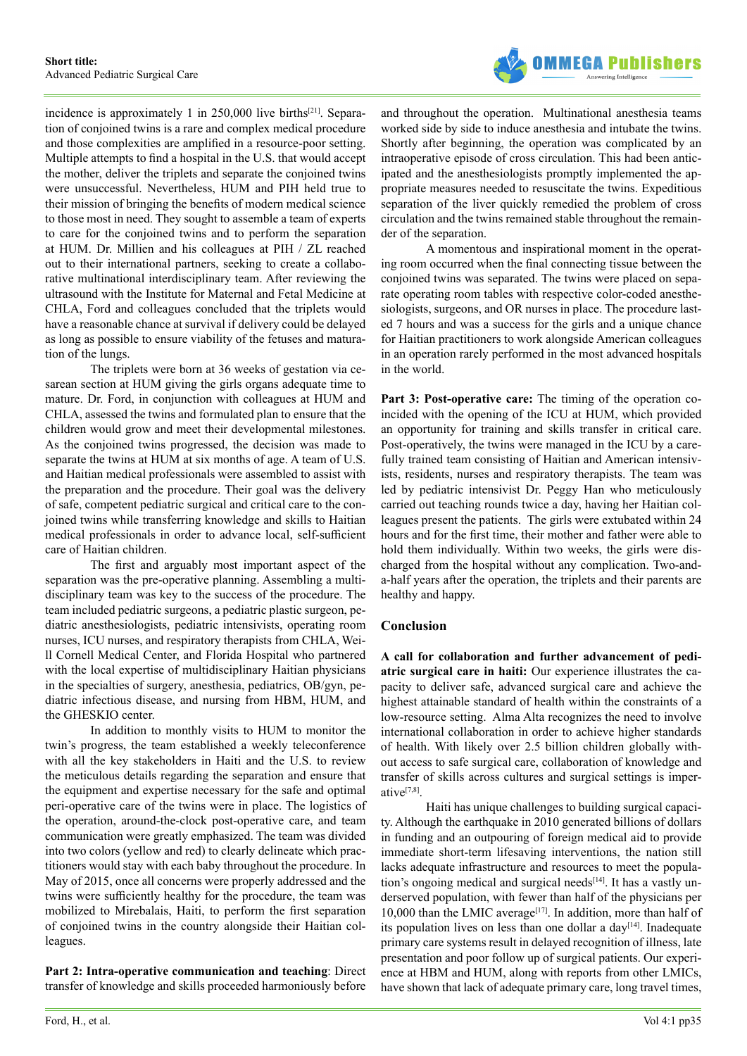incidence is approximately 1 in 250,000 live births[21]. Separation of conjoined twins is a rare and complex medical procedure and those complexities are amplified in a resource-poor setting. Multiple attempts to find a hospital in the U.S. that would accept the mother, deliver the triplets and separate the conjoined twins were unsuccessful. Nevertheless, HUM and PIH held true to their mission of bringing the benefits of modern medical science to those most in need. They sought to assemble a team of experts to care for the conjoined twins and to perform the separation at HUM. Dr. Millien and his colleagues at PIH / ZL reached out to their international partners, seeking to create a collaborative multinational interdisciplinary team. After reviewing the ultrasound with the Institute for Maternal and Fetal Medicine at CHLA, Ford and colleagues concluded that the triplets would have a reasonable chance at survival if delivery could be delayed as long as possible to ensure viability of the fetuses and maturation of the lungs.

The triplets were born at 36 weeks of gestation via cesarean section at HUM giving the girls organs adequate time to mature. Dr. Ford, in conjunction with colleagues at HUM and CHLA, assessed the twins and formulated plan to ensure that the children would grow and meet their developmental milestones. As the conjoined twins progressed, the decision was made to separate the twins at HUM at six months of age. A team of U.S. and Haitian medical professionals were assembled to assist with the preparation and the procedure. Their goal was the delivery of safe, competent pediatric surgical and critical care to the conjoined twins while transferring knowledge and skills to Haitian medical professionals in order to advance local, self-sufficient care of Haitian children.

The first and arguably most important aspect of the separation was the pre-operative planning. Assembling a multidisciplinary team was key to the success of the procedure. The team included pediatric surgeons, a pediatric plastic surgeon, pediatric anesthesiologists, pediatric intensivists, operating room nurses, ICU nurses, and respiratory therapists from CHLA, Weill Cornell Medical Center, and Florida Hospital who partnered with the local expertise of multidisciplinary Haitian physicians in the specialties of surgery, anesthesia, pediatrics, OB/gyn, pediatric infectious disease, and nursing from HBM, HUM, and the GHESKIO center.

In addition to monthly visits to HUM to monitor the twin's progress, the team established a weekly teleconference with all the key stakeholders in Haiti and the U.S. to review the meticulous details regarding the separation and ensure that the equipment and expertise necessary for the safe and optimal peri-operative care of the twins were in place. The logistics of the operation, around-the-clock post-operative care, and team communication were greatly emphasized. The team was divided into two colors (yellow and red) to clearly delineate which practitioners would stay with each baby throughout the procedure. In May of 2015, once all concerns were properly addressed and the twins were sufficiently healthy for the procedure, the team was mobilized to Mirebalais, Haiti, to perform the first separation of conjoined twins in the country alongside their Haitian colleagues.

**Part 2: Intra-operative communication and teaching**: Direct transfer of knowledge and skills proceeded harmoniously before and throughout the operation. Multinational anesthesia teams worked side by side to induce anesthesia and intubate the twins. Shortly after beginning, the operation was complicated by an intraoperative episode of cross circulation. This had been anticipated and the anesthesiologists promptly implemented the appropriate measures needed to resuscitate the twins. Expeditious separation of the liver quickly remedied the problem of cross circulation and the twins remained stable throughout the remainder of the separation.

A momentous and inspirational moment in the operating room occurred when the final connecting tissue between the conjoined twins was separated. The twins were placed on separate operating room tables with respective color-coded anesthesiologists, surgeons, and OR nurses in place. The procedure lasted 7 hours and was a success for the girls and a unique chance for Haitian practitioners to work alongside American colleagues in an operation rarely performed in the most advanced hospitals in the world.

**Part 3: Post-operative care:** The timing of the operation coincided with the opening of the ICU at HUM, which provided an opportunity for training and skills transfer in critical care. Post-operatively, the twins were managed in the ICU by a carefully trained team consisting of Haitian and American intensivists, residents, nurses and respiratory therapists. The team was led by pediatric intensivist Dr. Peggy Han who meticulously carried out teaching rounds twice a day, having her Haitian colleagues present the patients. The girls were extubated within 24 hours and for the first time, their mother and father were able to hold them individually. Within two weeks, the girls were discharged from the hospital without any complication. Two-and-a-half years after the operation, the triplets and their parents are healthy and happy.

## Conclusion

**A call for collaboration and further advancement of pediatric surgical care in haiti:** Our experience illustrates the capacity to deliver safe, advanced surgical care and achieve the highest attainable standard of health within the constraints of a low-resource setting. Alma Alta recognizes the need to involve international collaboration in order to achieve higher standards of health. With likely over 2.5 billion children globally without access to safe surgical care, collaboration of knowledge and transfer of skills across cultures and surgical settings is imperative[7,8].

Haiti has unique challenges to building surgical capacity. Although the earthquake in 2010 generated billions of dollars in funding and an outpouring of foreign medical aid to provide immediate short-term lifesaving interventions, the nation still lacks adequate infrastructure and resources to meet the population's ongoing medical and surgical needs[14]. It has a vastly underserved population, with fewer than half of the physicians per 10,000 than the LMIC average[17]. In addition, more than half of its population lives on less than one dollar a day[14]. Inadequate primary care systems result in delayed recognition of illness, late presentation and poor follow up of surgical patients. Our experience at HBM and HUM, along with reports from other LMICs, have shown that lack of adequate primary care, long travel times,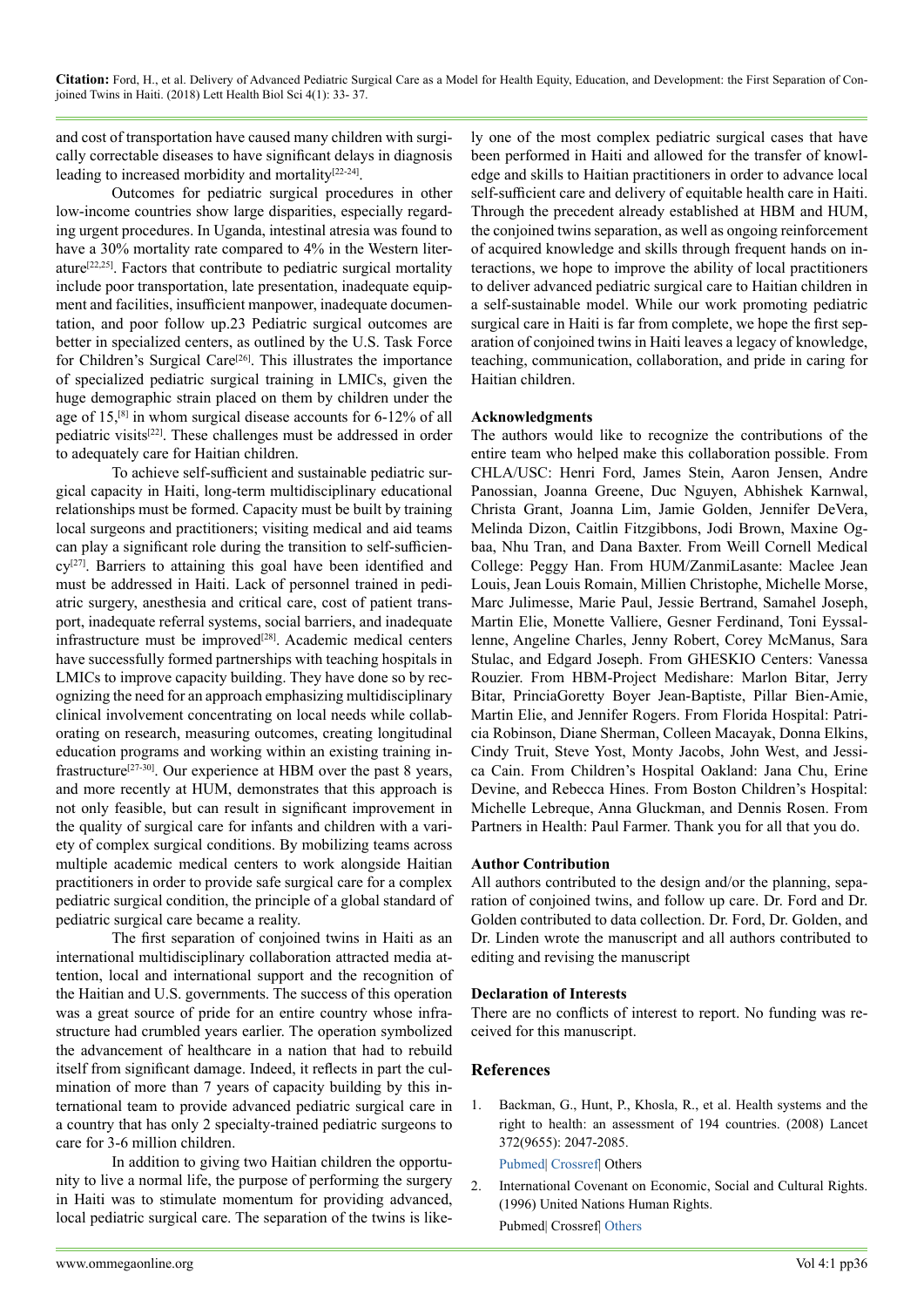and cost of transportation have caused many children with surgically correctable diseases to have significant delays in diagnosis leading to increased morbidity and mortality[22-24].

Outcomes for pediatric surgical procedures in other low-income countries show large disparities, especially regarding urgent procedures. In Uganda, intestinal atresia was found to have a 30% mortality rate compared to 4% in the Western literature[22,25]. Factors that contribute to pediatric surgical mortality include poor transportation, late presentation, inadequate equipment and facilities, insufficient manpower, inadequate documentation, and poor follow up.23 Pediatric surgical outcomes are better in specialized centers, as outlined by the U.S. Task Force for Children's Surgical Care[26]. This illustrates the importance of specialized pediatric surgical training in LMICs, given the huge demographic strain placed on them by children under the age of 15,[8] in whom surgical disease accounts for 6-12% of all pediatric visits[22]. These challenges must be addressed in order to adequately care for Haitian children.

To achieve self-sufficient and sustainable pediatric surgical capacity in Haiti, long-term multidisciplinary educational relationships must be formed. Capacity must be built by training local surgeons and practitioners; visiting medical and aid teams can play a significant role during the transition to self-sufficiency[27]. Barriers to attaining this goal have been identified and must be addressed in Haiti. Lack of personnel trained in pediatric surgery, anesthesia and critical care, cost of patient transport, inadequate referral systems, social barriers, and inadequate infrastructure must be improved[28]. Academic medical centers have successfully formed partnerships with teaching hospitals in LMICs to improve capacity building. They have done so by recognizing the need for an approach emphasizing multidisciplinary clinical involvement concentrating on local needs while collaborating on research, measuring outcomes, creating longitudinal education programs and working within an existing training infrastructure[27-30]. Our experience at HBM over the past 8 years, and more recently at HUM, demonstrates that this approach is not only feasible, but can result in significant improvement in the quality of surgical care for infants and children with a variety of complex surgical conditions. By mobilizing teams across multiple academic medical centers to work alongside Haitian practitioners in order to provide safe surgical care for a complex pediatric surgical condition, the principle of a global standard of pediatric surgical care became a reality.

The first separation of conjoined twins in Haiti as an international multidisciplinary collaboration attracted media attention, local and international support and the recognition of the Haitian and U.S. governments. The success of this operation was a great source of pride for an entire country whose infrastructure had crumbled years earlier. The operation symbolized the advancement of healthcare in a nation that had to rebuild itself from significant damage. Indeed, it reflects in part the culmination of more than 7 years of capacity building by this international team to provide advanced pediatric surgical care in a country that has only 2 specialty-trained pediatric surgeons to care for 3-6 million children.

In addition to giving two Haitian children the opportunity to live a normal life, the purpose of performing the surgery in Haiti was to stimulate momentum for providing advanced, local pediatric surgical care. The separation of the twins is likely one of the most complex pediatric surgical cases that have been performed in Haiti and allowed for the transfer of knowledge and skills to Haitian practitioners in order to advance local self-sufficient care and delivery of equitable health care in Haiti. Through the precedent already established at HBM and HUM, the conjoined twins separation, as well as ongoing reinforcement of acquired knowledge and skills through frequent hands on interactions, we hope to improve the ability of local practitioners to deliver advanced pediatric surgical care to Haitian children in a self-sustainable model. While our work promoting pediatric surgical care in Haiti is far from complete, we hope the first separation of conjoined twins in Haiti leaves a legacy of knowledge, teaching, communication, collaboration, and pride in caring for Haitian children.

**Acknowledgments**

The authors would like to recognize the contributions of the entire team who helped make this collaboration possible. From CHLA/USC: Henri Ford, James Stein, Aaron Jensen, Andre Panossian, Joanna Greene, Duc Nguyen, Abhishek Karnwal, Christa Grant, Joanna Lim, Jamie Golden, Jennifer DeVera, Melinda Dizon, Caitlin Fitzgibbons, Jodi Brown, Maxine Ogbaa, Nhu Tran, and Dana Baxter. From Weill Cornell Medical College: Peggy Han. From HUM/ZanmiLasante: Maclee Jean Louis, Jean Louis Romain, Millien Christophe, Michelle Morse, Marc Julimesse, Marie Paul, Jessie Bertrand, Samahel Joseph, Martin Elie, Monette Valliere, Gesner Ferdinand, Toni Eyssallenne, Angeline Charles, Jenny Robert, Corey McManus, Sara Stulac, and Edgard Joseph. From GHESKIO Centers: Vanessa Rouzier. From HBM-Project Medishare: Marlon Bitar, Jerry Bitar, PrinciaGoretty Boyer Jean-Baptiste, Pillar Bien-Amie, Martin Elie, and Jennifer Rogers. From Florida Hospital: Patricia Robinson, Diane Sherman, Colleen Macayak, Donna Elkins, Cindy Truit, Steve Yost, Monty Jacobs, John West, and Jessica Cain. From Children's Hospital Oakland: Jana Chu, Erine Devine, and Rebecca Hines. From Boston Children's Hospital: Michelle Lebreque, Anna Gluckman, and Dennis Rosen. From Partners in Health: Paul Farmer. Thank you for all that you do.

**Author Contribution**

All authors contributed to the design and/or the planning, separation of conjoined twins, and follow up care. Dr. Ford and Dr. Golden contributed to data collection. Dr. Ford, Dr. Golden, and Dr. Linden wrote the manuscript and all authors contributed to editing and revising the manuscript

**Declaration of Interests**

There are no conflicts of interest to report. No funding was received for this manuscript.

## References

1. Backman, G., Hunt, P., Khosla, R., et al. Health systems and the right to health: an assessment of 194 countries. (2008) Lancet 372(9655): 2047-2085.
   Pubmed| Crossref| Others
2. International Covenant on Economic, Social and Cultural Rights. (1996) United Nations Human Rights.
   Pubmed| Crossref| Others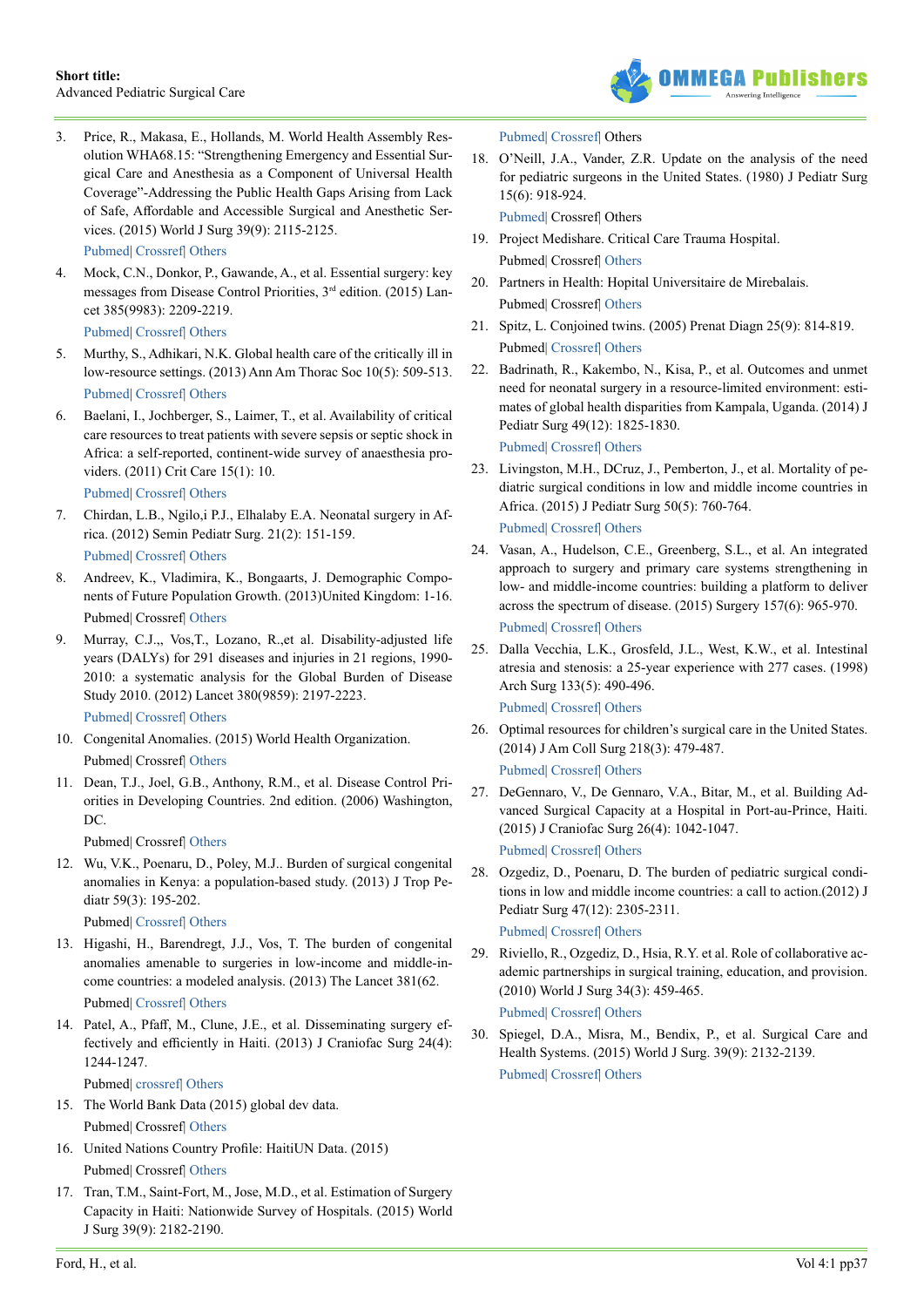3. Price, R., Makasa, E., Hollands, M. World Health Assembly Resolution WHA68.15: "Strengthening Emergency and Essential Surgical Care and Anesthesia as a Component of Universal Health Coverage"-Addressing the Public Health Gaps Arising from Lack of Safe, Affordable and Accessible Surgical and Anesthetic Services. (2015) World J Surg 39(9): 2115-2125.

   Pubmed| Crossref| Others

4. Mock, C.N., Donkor, P., Gawande, A., et al. Essential surgery: key messages from Disease Control Priorities, 3rd edition. (2015) Lancet 385(9983): 2209-2219.

   Pubmed| Crossref| Others

5. Murthy, S., Adhikari, N.K. Global health care of the critically ill in low-resource settings. (2013) Ann Am Thorac Soc 10(5): 509-513.

   Pubmed| Crossref| Others

6. Baelani, I., Jochberger, S., Laimer, T., et al. Availability of critical care resources to treat patients with severe sepsis or septic shock in Africa: a self-reported, continent-wide survey of anaesthesia providers. (2011) Crit Care 15(1): 10.

   Pubmed| Crossref| Others

7. Chirdan, L.B., Ngilo,i P.J., Elhalaby E.A. Neonatal surgery in Africa. (2012) Semin Pediatr Surg. 21(2): 151-159.

   Pubmed| Crossref| Others

8. Andreev, K., Vladimira, K., Bongaarts, J. Demographic Components of Future Population Growth. (2013)United Kingdom: 1-16.

   Pubmed| Crossref| Others

9. Murray, C.J.,, Vos,T., Lozano, R.,et al. Disability-adjusted life years (DALYs) for 291 diseases and injuries in 21 regions, 1990-2010: a systematic analysis for the Global Burden of Disease Study 2010. (2012) Lancet 380(9859): 2197-2223.

   Pubmed| Crossref| Others

10. Congenital Anomalies. (2015) World Health Organization.

    Pubmed| Crossref| Others

11. Dean, T.J., Joel, G.B., Anthony, R.M., et al. Disease Control Priorities in Developing Countries. 2nd edition. (2006) Washington, DC.

    Pubmed| Crossref| Others

12. Wu, V.K., Poenaru, D., Poley, M.J.. Burden of surgical congenital anomalies in Kenya: a population-based study. (2013) J Trop Pediatr 59(3): 195-202.

    Pubmed| Crossref| Others

13. Higashi, H., Barendregt, J.J., Vos, T. The burden of congenital anomalies amenable to surgeries in low-income and middle-income countries: a modeled analysis. (2013) The Lancet 381(62.

    Pubmed| Crossref| Others

14. Patel, A., Pfaff, M., Clune, J.E., et al. Disseminating surgery effectively and efficiently in Haiti. (2013) J Craniofac Surg 24(4): 1244-1247.

    Pubmed| crossref| Others

15. The World Bank Data (2015) global dev data.

    Pubmed| Crossref| Others

16. United Nations Country Profile: HaitiUN Data. (2015)

    Pubmed| Crossref| Others

17. Tran, T.M., Saint-Fort, M., Jose, M.D., et al. Estimation of Surgery Capacity in Haiti: Nationwide Survey of Hospitals. (2015) World J Surg 39(9): 2182-2190.

    Pubmed| Crossref| Others

18. O'Neill, J.A., Vander, Z.R. Update on the analysis of the need for pediatric surgeons in the United States. (1980) J Pediatr Surg 15(6): 918-924.

    Pubmed| Crossref| Others

19. Project Medishare. Critical Care Trauma Hospital.

    Pubmed| Crossref| Others

20. Partners in Health: Hopital Universitaire de Mirebalais.

    Pubmed| Crossref| Others

21. Spitz, L. Conjoined twins. (2005) Prenat Diagn 25(9): 814-819.

    Pubmed| Crossref| Others

22. Badrinath, R., Kakembo, N., Kisa, P., et al. Outcomes and unmet need for neonatal surgery in a resource-limited environment: estimates of global health disparities from Kampala, Uganda. (2014) J Pediatr Surg 49(12): 1825-1830.

    Pubmed| Crossref| Others

23. Livingston, M.H., DCruz, J., Pemberton, J., et al. Mortality of pediatric surgical conditions in low and middle income countries in Africa. (2015) J Pediatr Surg 50(5): 760-764.

    Pubmed| Crossref| Others

24. Vasan, A., Hudelson, C.E., Greenberg, S.L., et al. An integrated approach to surgery and primary care systems strengthening in low- and middle-income countries: building a platform to deliver across the spectrum of disease. (2015) Surgery 157(6): 965-970.

    Pubmed| Crossref| Others

25. Dalla Vecchia, L.K., Grosfeld, J.L., West, K.W., et al. Intestinal atresia and stenosis: a 25-year experience with 277 cases. (1998) Arch Surg 133(5): 490-496.

    Pubmed| Crossref| Others

26. Optimal resources for children's surgical care in the United States. (2014) J Am Coll Surg 218(3): 479-487.

    Pubmed| Crossref| Others

27. DeGennaro, V., De Gennaro, V.A., Bitar, M., et al. Building Advanced Surgical Capacity at a Hospital in Port-au-Prince, Haiti. (2015) J Craniofac Surg 26(4): 1042-1047.

    Pubmed| Crossref| Others

28. Ozgediz, D., Poenaru, D. The burden of pediatric surgical conditions in low and middle income countries: a call to action.(2012) J Pediatr Surg 47(12): 2305-2311.

    Pubmed| Crossref| Others

29. Riviello, R., Ozgediz, D., Hsia, R.Y. et al. Role of collaborative academic partnerships in surgical training, education, and provision. (2010) World J Surg 34(3): 459-465.

    Pubmed| Crossref| Others

30. Spiegel, D.A., Misra, M., Bendix, P., et al. Surgical Care and Health Systems. (2015) World J Surg. 39(9): 2132-2139.

    Pubmed| Crossref| Others